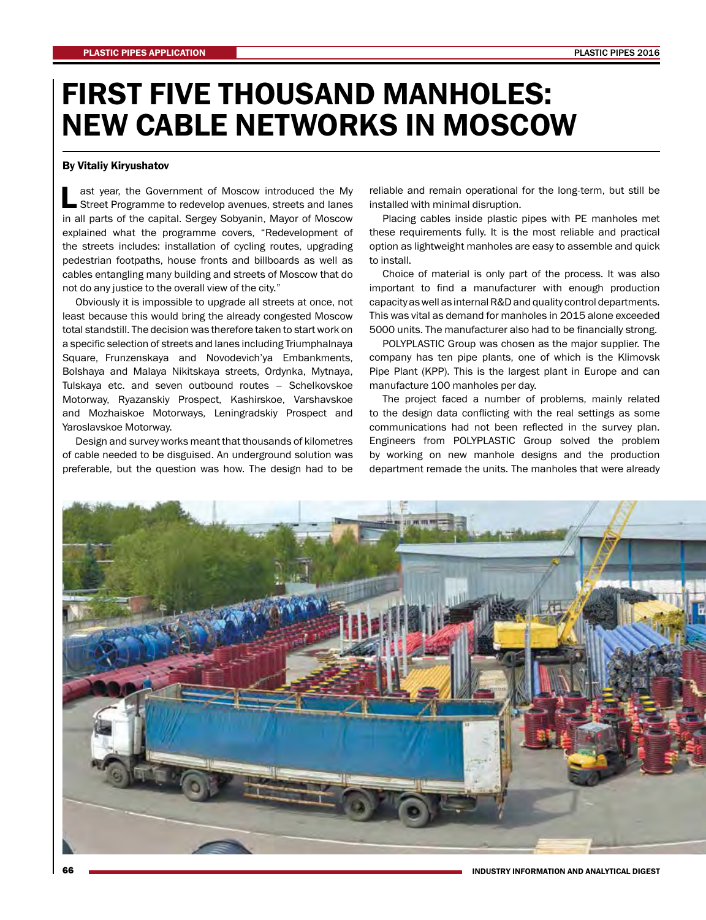# FIRST FIVE THOUSAND MANHOLES: NEW CABLE NETWORKS IN MOSCOW

**By Vitaliy Kiryushatov**

Last year, the Government of Moscow introduced the My Street Programme to redevelop avenues, streets and lanes in all parts of the capital. Sergey Sobyanin, Mayor of Moscow explained what the programme covers, "Redevelopment of the streets includes: installation of cycling routes, upgrading pedestrian footpaths, house fronts and billboards as well as cables entangling many building and streets of Moscow that do not do any justice to the overall view of the city."

Obviously it is impossible to upgrade all streets at once, not least because this would bring the already congested Moscow total standstill. The decision was therefore taken to start work on a specific selection of streets and lanes including Triumphalnaya Square, Frunzenskaya and Novodevich'ya Embankments, Bolshaya and Malaya Nikitskaya streets, Ordynka, Mytnaya, Tulskaya etc. and seven outbound routes – Schelkovskoe Motorway, Ryazanskiy Prospect, Kashirskoe, Varshavskoe and Mozhaiskoe Motorways, Leningradskiy Prospect and Yaroslavskoe Motorway.

Design and survey works meant that thousands of kilometres of cable needed to be disguised. An underground solution was preferable, but the question was how. The design had to be reliable and remain operational for the long-term, but still be installed with minimal disruption.

Placing cables inside plastic pipes with PE manholes met these requirements fully. It is the most reliable and practical option as lightweight manholes are easy to assemble and quick to install.

Choice of material is only part of the process. It was also important to find a manufacturer with enough production capacity as well as internal R&D and quality control departments. This was vital as demand for manholes in 2015 alone exceeded 5000 units. The manufacturer also had to be financially strong.

POLYPLASTIC Group was chosen as the major supplier. The company has ten pipe plants, one of which is the Klimovsk Pipe Plant (KPP). This is the largest plant in Europe and can manufacture 100 manholes per day.

The project faced a number of problems, mainly related to the design data conflicting with the real settings as some communications had not been reflected in the survey plan. Engineers from POLYPLASTIC Group solved the problem by working on new manhole designs and the production department remade the units. The manholes that were already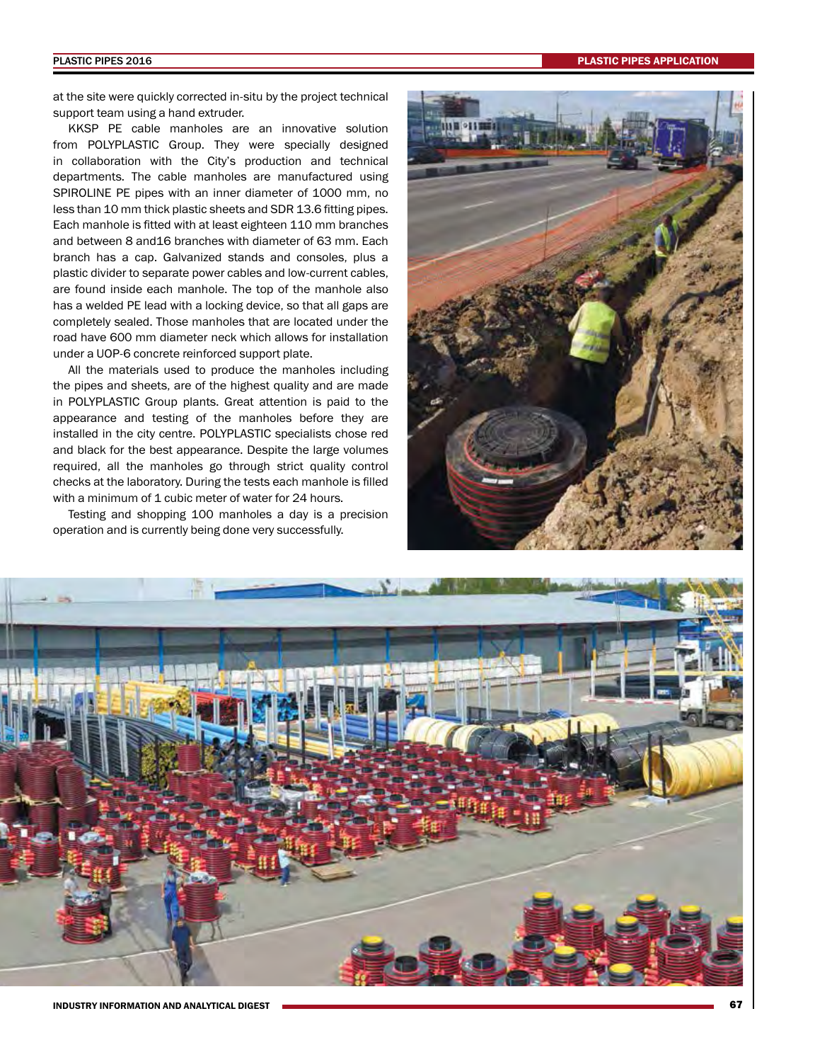at the site were quickly corrected in-situ by the project technical support team using a hand extruder.

KKSP PE cable manholes are an innovative solution from POLYPLASTIC Group. They were specially designed in collaboration with the City's production and technical departments. The cable manholes are manufactured using SPIROLINE PE pipes with an inner diameter of 1000 mm, no less than 10 mm thick plastic sheets and SDR 13.6 fitting pipes. Each manhole is fitted with at least eighteen 110 mm branches and between 8 and16 branches with diameter of 63 mm. Each branch has a cap. Galvanized stands and consoles, plus a plastic divider to separate power cables and low-current cables, are found inside each manhole. The top of the manhole also has a welded PE lead with a locking device, so that all gaps are completely sealed. Those manholes that are located under the road have 600 mm diameter neck which allows for installation under a UOP-6 concrete reinforced support plate.

All the materials used to produce the manholes including the pipes and sheets, are of the highest quality and are made in POLYPLASTIC Group plants. Great attention is paid to the appearance and testing of the manholes before they are installed in the city centre. POLYPLASTIC specialists chose red and black for the best appearance. Despite the large volumes required, all the manholes go through strict quality control checks at the laboratory. During the tests each manhole is filled with a minimum of 1 cubic meter of water for 24 hours.

Testing and shopping 100 manholes a day is a precision operation and is currently being done very successfully.